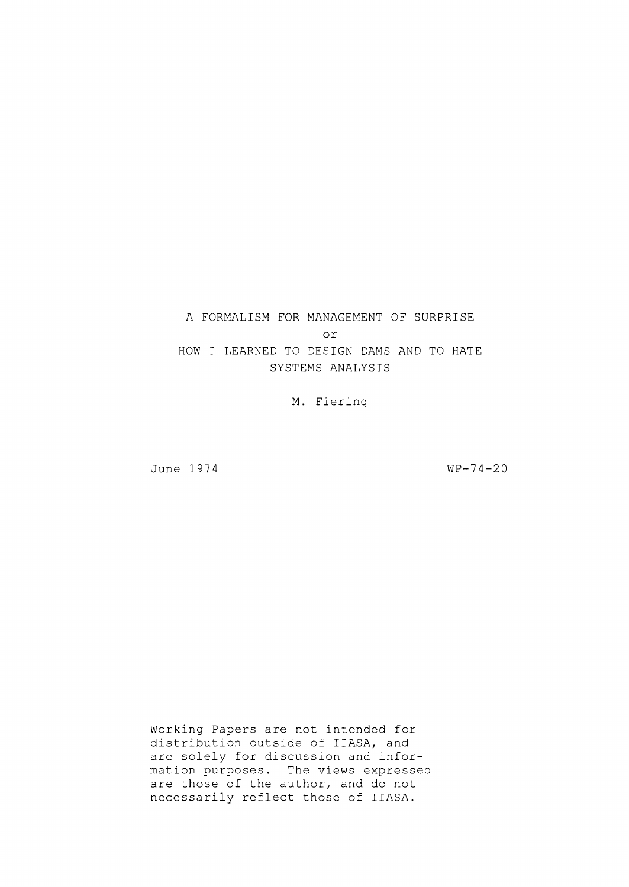# A FORMALISM FOR MANAGEMENT OF SURPRISE

or

# HOW I LEARNED TO DESIGN DAMS AND TO HATE SYSTEMS ANALYSIS

M. Fiering

June 1974

WP-74-20

Working Papers are not intended for distribution outside of IIASA, and are solely for discussion and information purposes. The views expressed are those of the author, and do not necessarily reflect those of IIASA.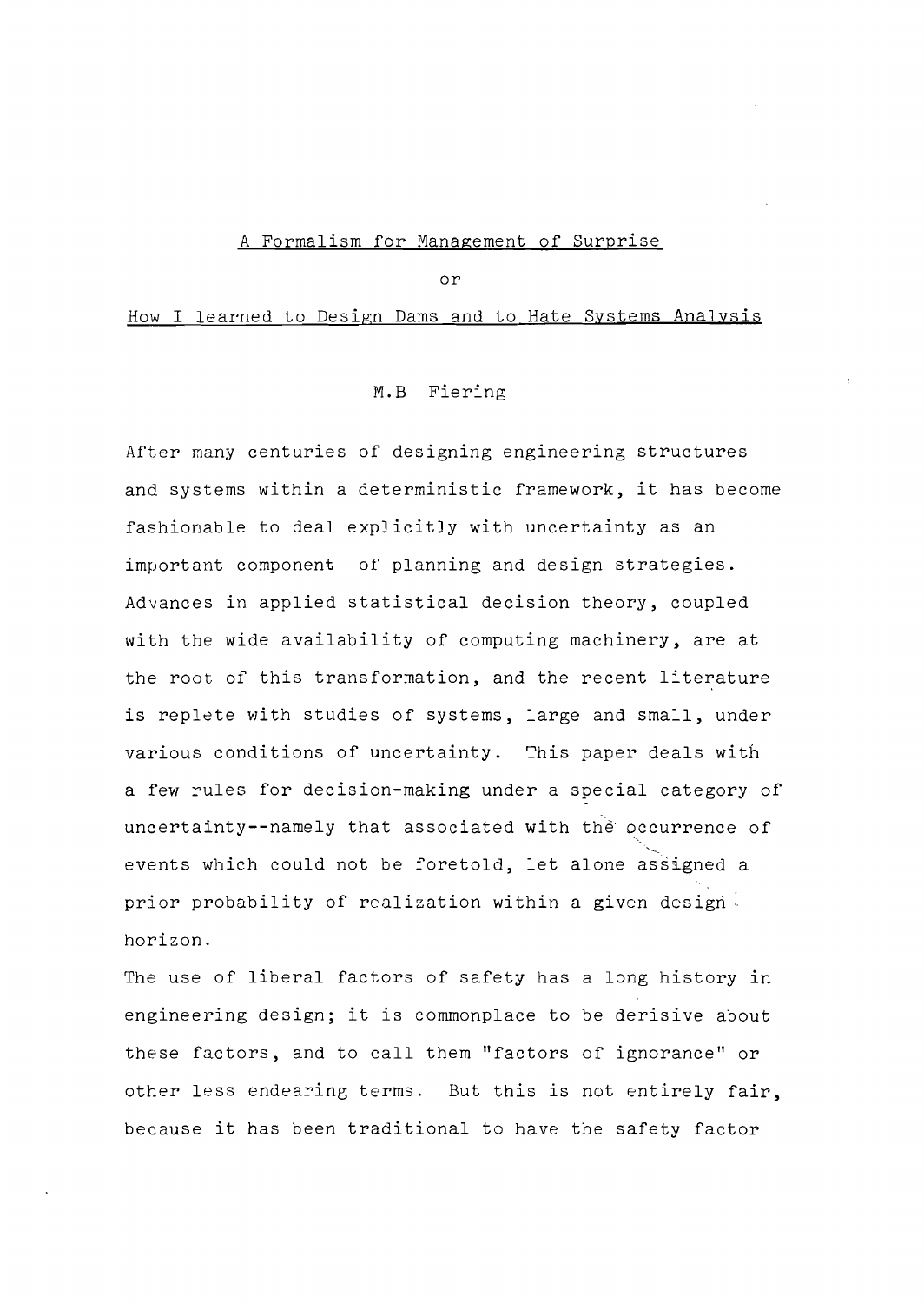# A Formalism for Management of Surprise

or

## How I learned to Design Dams and to Hate Systems Analysis

M.B Fiering

After many centuries of designing engineering structures and systems within a deterministic framework, it has become fashionable to deal explicitly with uncertainty as an important component of planning and design strategies. Advances in applied statistical decision theory, coupled with the wide availability of computing machinery, are at the root of this transformation, and the recent literature is replete with studies of systems, large and small, under various conditions of uncertainty. This paper deals with a few rules for decision-making under a special category of uncertainty--namely that associated with the occurrence of events which could not be foretold, let alone assigned a prior probability of realization within a given design horizon.

The use of liberal factors of safety has a long history in engineering design; it is commonplace to be derisive about these factors, and to call them "factors of ignorance" or other less endearing terms. But this is not entirely fair, because it has been traditional to have the safety factor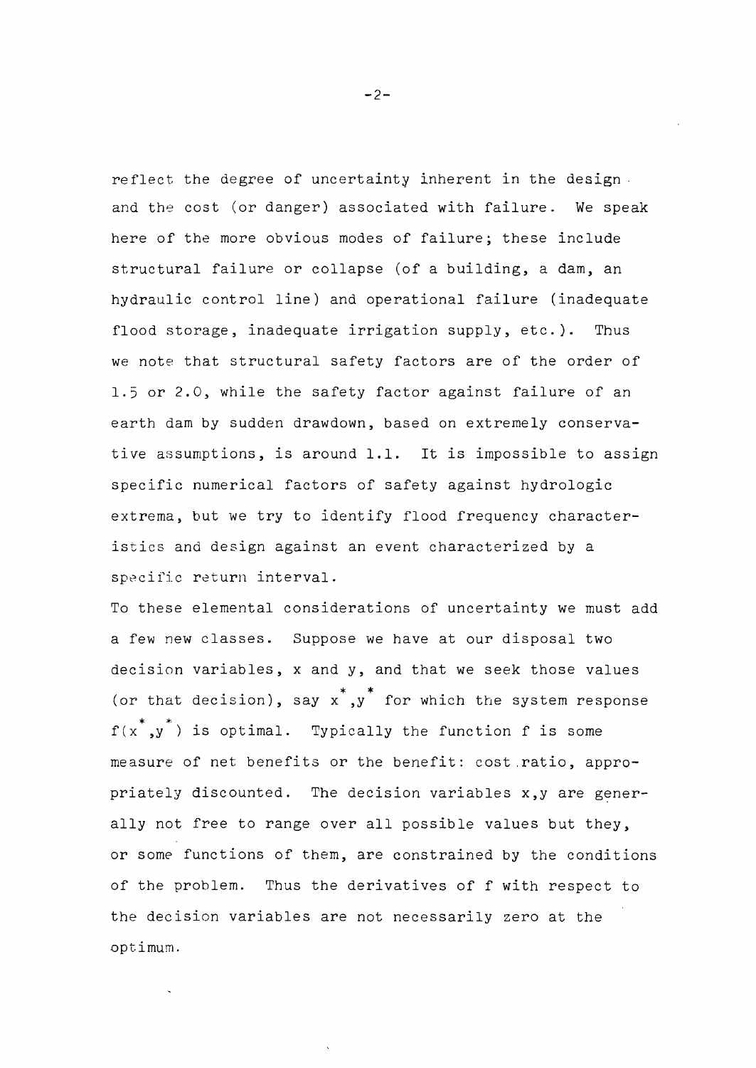reflect the degree of uncertainty inherent in the design and the cost (or danger) associated with failure. We speak here of the more obvious modes of failure; these include structural failure or collapse (of a building, a dam, an hydraulic control line) and operational failure (inadequate flood storage, inadequate irrigation supply, etc.). Thus we note that structural safety factors are of the order of 1.5 or 2.0, while the safety factor against failure of an earth dam by sudden drawdown, based on extremely conservative assumptions, is around 1.1. It is impossible to assign specific numerical factors of safety against hydrologic extrema, but we try to identify flood frequency characteristics and design against an event characterized by a specific return interval.

To these elemental considerations of uncertainty we must add a few new classes. Suppose we have at our disposal two decision variables, x and y, and that we seek those values (or that decision), say $x^*, y^*$ for which the system response $f(x^*, y^*)$ is optimal. Typically the function f is some measure of net benefits or the benefit: cost ratio, appropriately discounted. The decision variables x,y are generally not free to range over all possible values but they, or some functions of them, are constrained by the conditions of the problem. Thus the derivatives of f with respect to the decision variables are not necessarily zero at the optimum.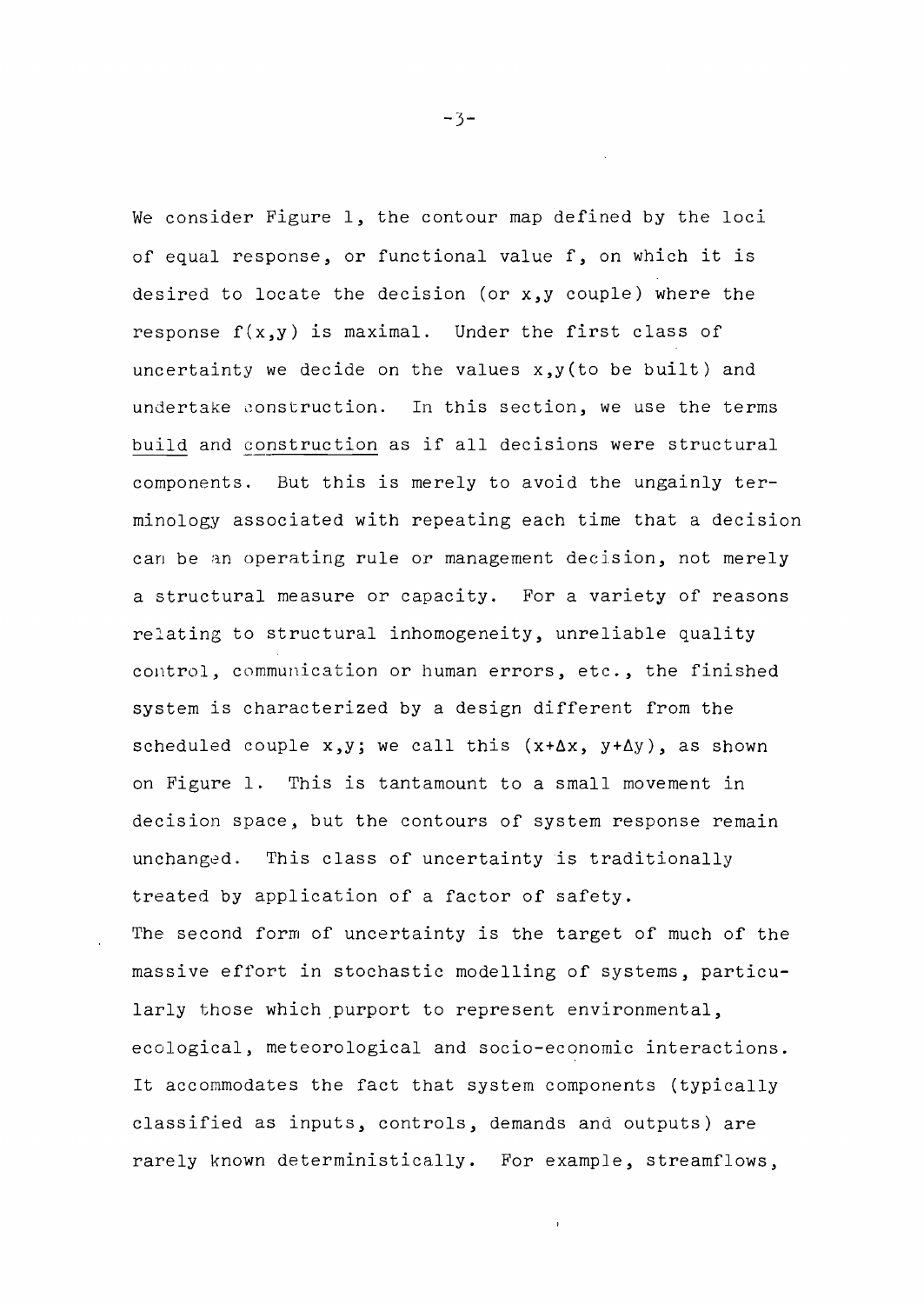We consider Figure 1, the contour map defined by the loci of equal response, or functional value f, on which it is desired to locate the decision (or x,y couple) where the response $f(x,y)$ is maximal. Under the first class of uncertainty we decide on the values x,y(to be built) and undertake construction. In this section, we use the terms <u>build</u> and <u>construction</u> as if all decisions were structural components. But this is merely to avoid the ungainly terminology associated with repeating each time that a decision can be an operating rule or management decision, not merely a structural measure or capacity. For a variety of reasons relating to structural inhomogeneity, unreliable quality control, communication or human errors, etc., the finished system is characterized by a design different from the scheduled couple x,y; we call this $(x+\Delta x,\ y+\Delta y)$, as shown on Figure 1. This is tantamount to a small movement in decision space, but the contours of system response remain unchanged. This class of uncertainty is traditionally treated by application of a factor of safety.

The second form of uncertainty is the target of much of the massive effort in stochastic modelling of systems, particularly those which purport to represent environmental, ecological, meteorological and socio-economic interactions. It accommodates the fact that system components (typically classified as inputs, controls, demands and outputs) are rarely known deterministically. For example, streamflows,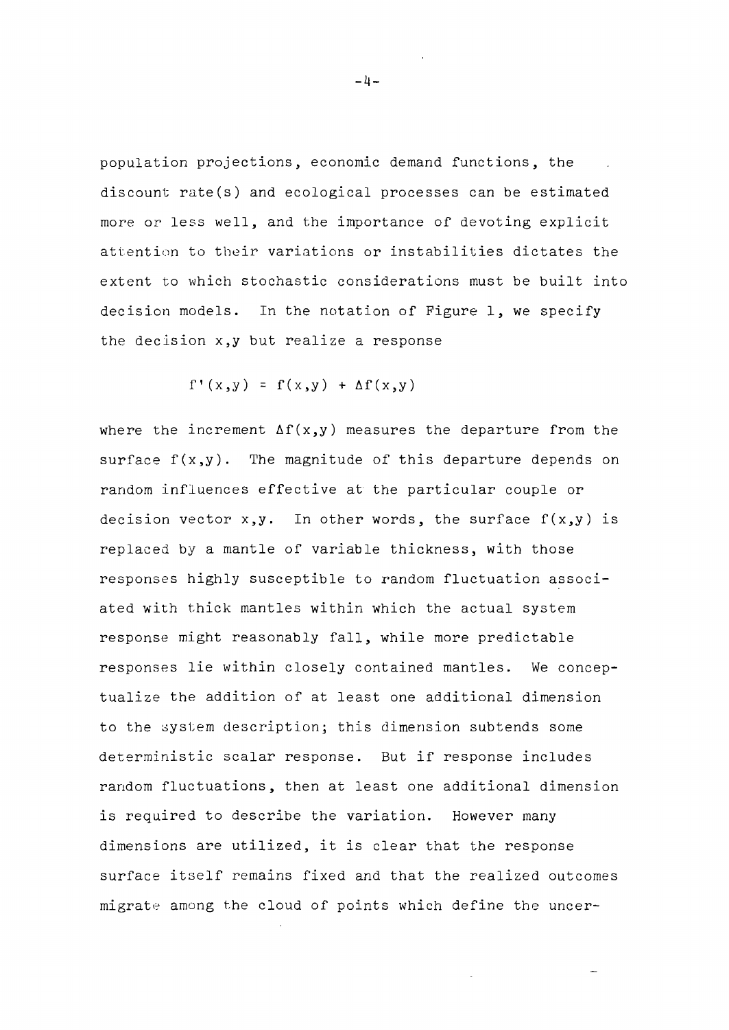population projections, economic demand functions, the discount rate(s) and ecological processes can be estimated more or less well, and the importance of devoting explicit attention to their variations or instabilities dictates the extent to which stochastic considerations must be built into decision models. In the notation of Figure 1, we specify the decision x,y but realize a response

$$f'(x,y) = f(x,y) + \Delta f(x,y)$$

where the increment $\Delta f(x,y)$ measures the departure from the surface $f(x,y)$. The magnitude of this departure depends on random influences effective at the particular couple or decision vector x,y. In other words, the surface $f(x,y)$ is replaced by a mantle of variable thickness, with those responses highly susceptible to random fluctuation associated with thick mantles within which the actual system response might reasonably fall, while more predictable responses lie within closely contained mantles. We conceptualize the addition of at least one additional dimension to the system description; this dimension subtends some deterministic scalar response. But if response includes random fluctuations, then at least one additional dimension is required to describe the variation. However many dimensions are utilized, it is clear that the response surface itself remains fixed and that the realized outcomes migrate among the cloud of points which define the uncer-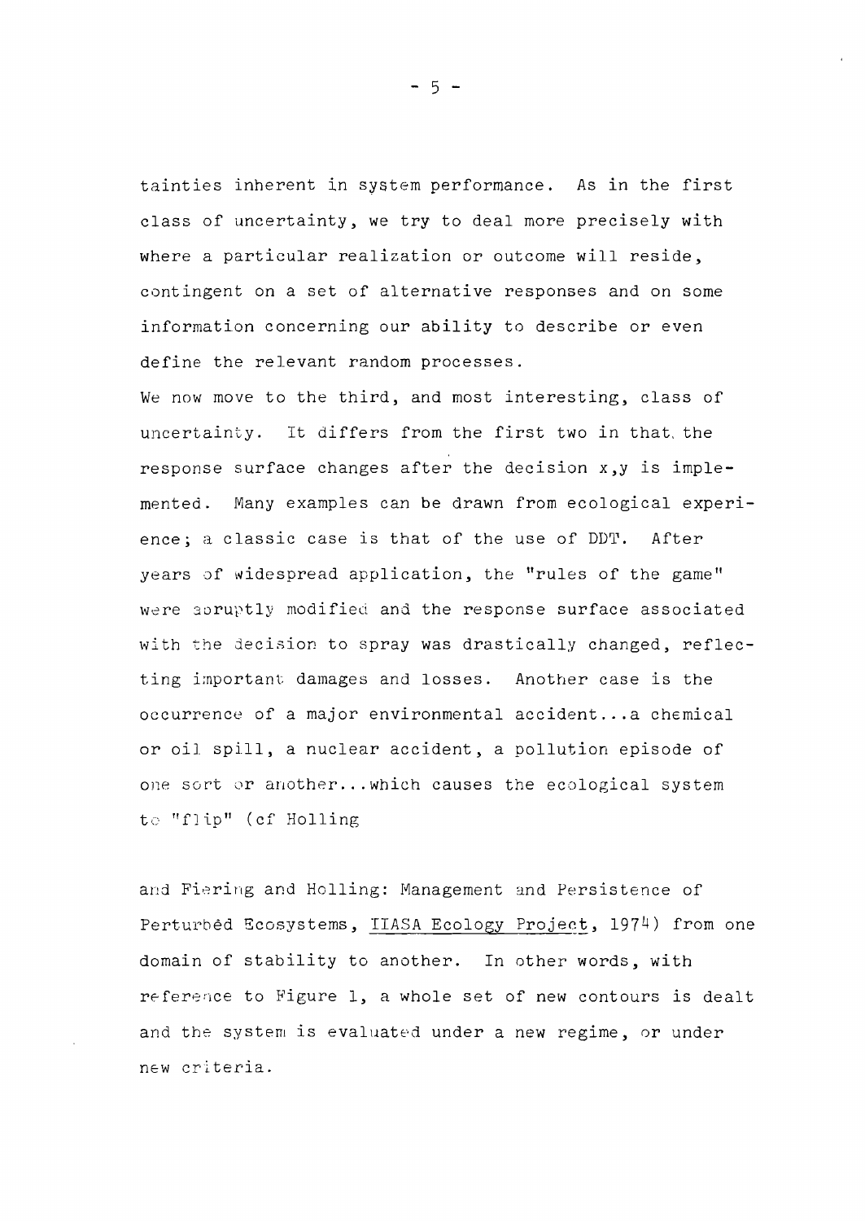tainties inherent in system performance. As in the first class of uncertainty, we try to deal more precisely with where a particular realization or outcome will reside, contingent on a set of alternative responses and on some information concerning our ability to describe or even define the relevant random processes.

We now move to the third, and most interesting, class of uncertainty. It differs from the first two in that the response surface changes after the decision x,y is implemented. Many examples can be drawn from ecological experience; a classic case is that of the use of DDT. After years of widespread application, the "rules of the game" were abruptly modified and the response surface associated with the decision to spray was drastically changed, reflecting important damages and losses. Another case is the occurrence of a major environmental accident...a chemical or oil spill, a nuclear accident, a pollution episode of one sort or another...which causes the ecological system to "flip" (cf Holling

and Fiering and Holling: Management and Persistence of Perturbed Ecosystems, IIASA Ecology Project, 1974) from one domain of stability to another. In other words, with reference to Figure 1, a whole set of new contours is dealt and the system is evaluated under a new regime, or under new criteria.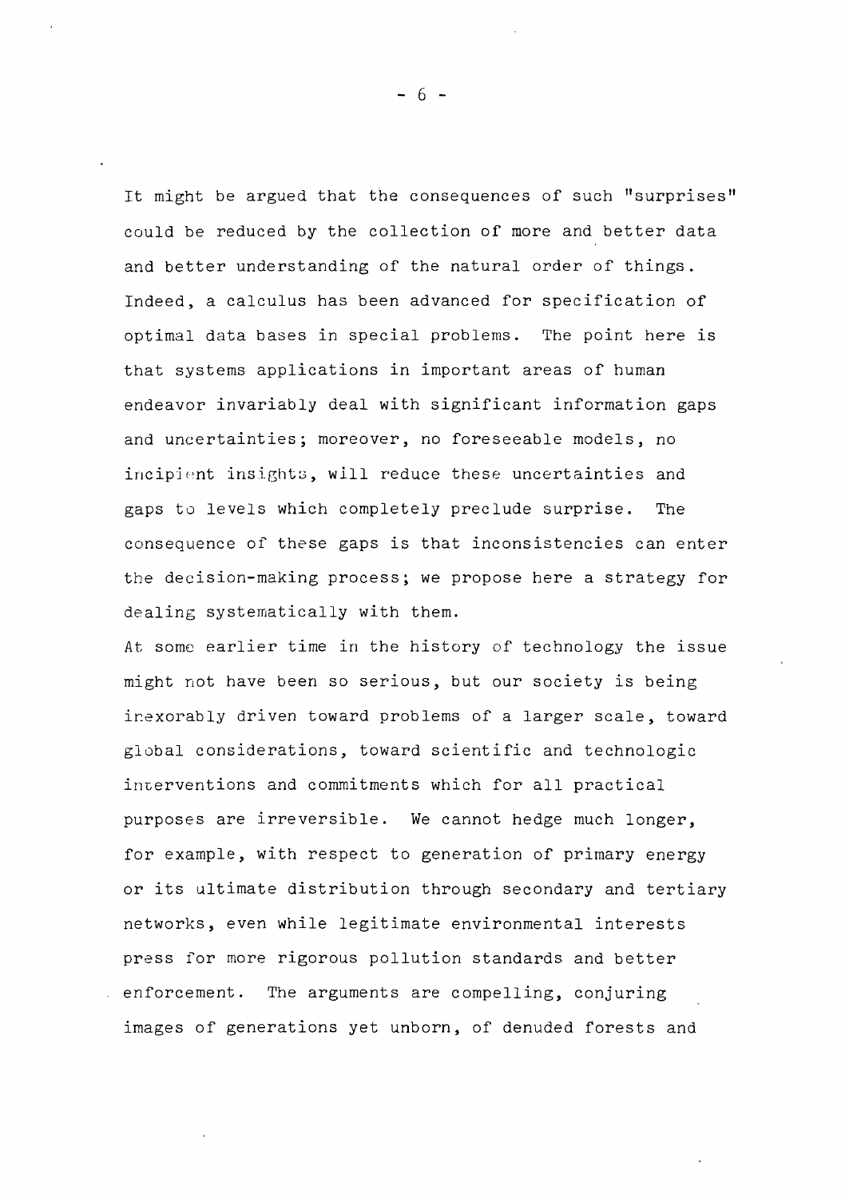It might be argued that the consequences of such "surprises" could be reduced by the collection of more and better data and better understanding of the natural order of things. Indeed, a calculus has been advanced for specification of optimal data bases in special problems. The point here is that systems applications in important areas of human endeavor invariably deal with significant information gaps and uncertainties; moreover, no foreseeable models, no incipient insights, will reduce these uncertainties and gaps to levels which completely preclude surprise. The consequence of these gaps is that inconsistencies can enter the decision-making process; we propose here a strategy for dealing systematically with them.

At some earlier time in the history of technology the issue might not have been so serious, but our society is being inexorably driven toward problems of a larger scale, toward global considerations, toward scientific and technologic interventions and commitments which for all practical purposes are irreversible. We cannot hedge much longer, for example, with respect to generation of primary energy or its ultimate distribution through secondary and tertiary networks, even while legitimate environmental interests press for more rigorous pollution standards and better enforcement. The arguments are compelling, conjuring images of generations yet unborn, of denuded forests and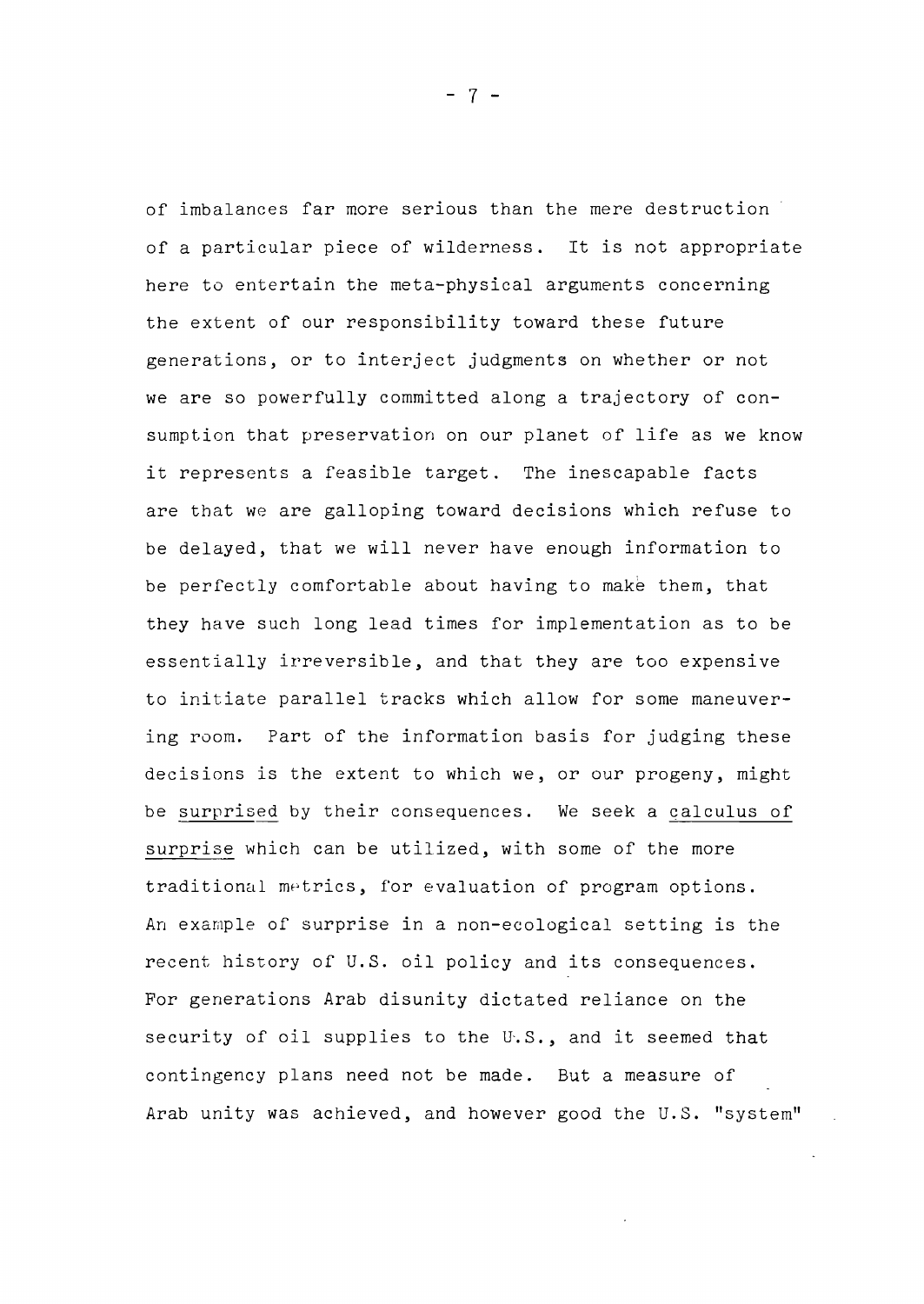of imbalances far more serious than the mere destruction of a particular piece of wilderness. It is not appropriate here to entertain the meta-physical arguments concerning the extent of our responsibility toward these future generations, or to interject judgments on whether or not we are so powerfully committed along a trajectory of consumption that preservation on our planet of life as we know it represents a feasible target. The inescapable facts are that we are galloping toward decisions which refuse to be delayed, that we will never have enough information to be perfectly comfortable about having to make them, that they have such long lead times for implementation as to be essentially irreversible, and that they are too expensive to initiate parallel tracks which allow for some maneuvering room. Part of the information basis for judging these decisions is the extent to which we, or our progeny, might be surprised by their consequences. We seek a calculus of surprise which can be utilized, with some of the more traditional metrics, for evaluation of program options. An example of surprise in a non-ecological setting is the recent history of U.S. oil policy and its consequences. For generations Arab disunity dictated reliance on the security of oil supplies to the U.S., and it seemed that contingency plans need not be made. But a measure of Arab unity was achieved, and however good the U.S. "system"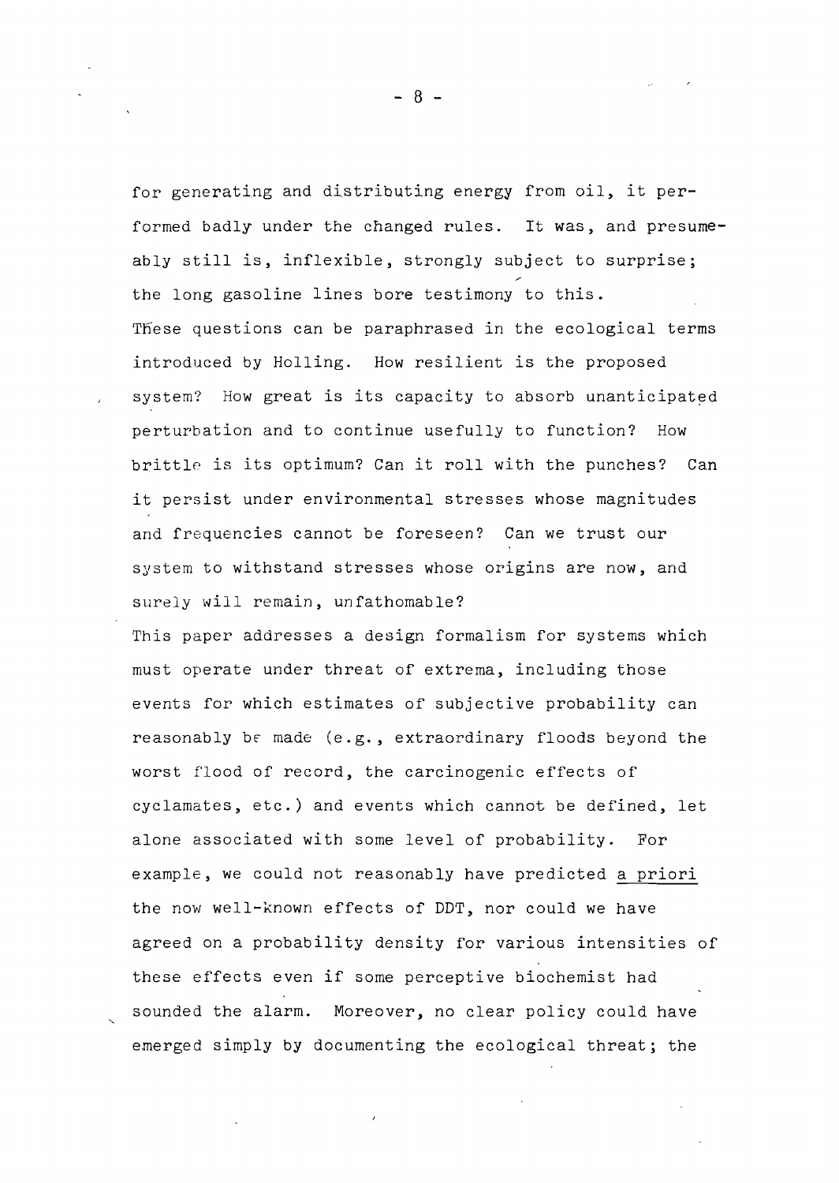for generating and distributing energy from oil, it performed badly under the changed rules. It was, and presumeably still is, inflexible, strongly subject to surprise; the long gasoline lines bore testimony to this.

These questions can be paraphrased in the ecological terms introduced by Holling. How resilient is the proposed system? How great is its capacity to absorb unanticipated perturbation and to continue usefully to function? How brittle is its optimum? Can it roll with the punches? Can it persist under environmental stresses whose magnitudes and frequencies cannot be foreseen? Can we trust our system to withstand stresses whose origins are now, and surely will remain, unfathomable?

This paper addresses a design formalism for systems which must operate under threat of extrema, including those events for which estimates of subjective probability can reasonably be made (e.g., extraordinary floods beyond the worst flood of record, the carcinogenic effects of cyclamates, etc.) and events which cannot be defined, let alone associated with some level of probability. For example, we could not reasonably have predicted a priori the now well-known effects of DDT, nor could we have agreed on a probability density for various intensities of these effects even if some perceptive biochemist had sounded the alarm. Moreover, no clear policy could have emerged simply by documenting the ecological threat; the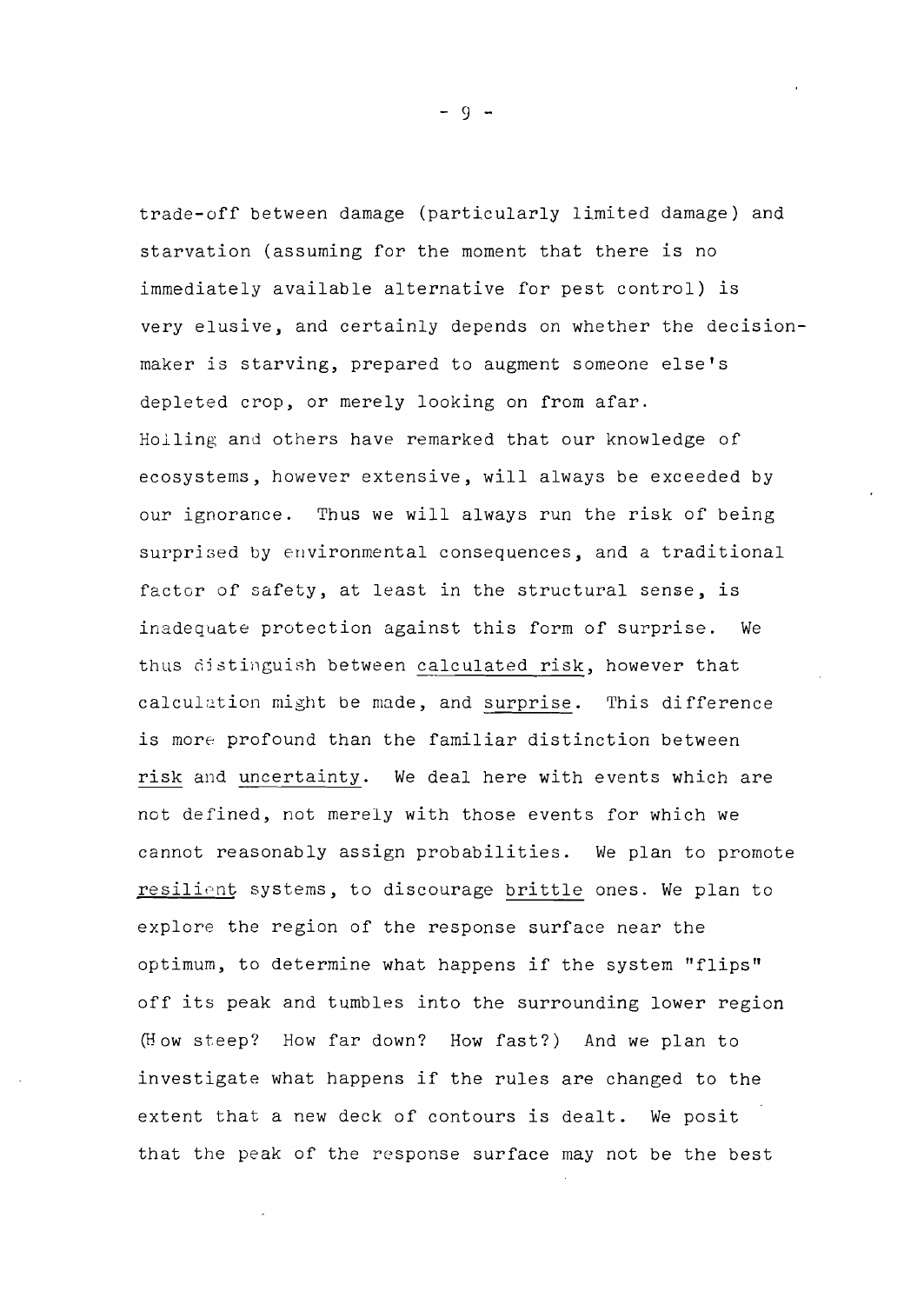trade-off between damage (particularly limited damage) and starvation (assuming for the moment that there is no immediately available alternative for pest control) is very elusive, and certainly depends on whether the decision-maker is starving, prepared to augment someone else's depleted crop, or merely looking on from afar.

Holling and others have remarked that our knowledge of ecosystems, however extensive, will always be exceeded by our ignorance. Thus we will always run the risk of being surprised by environmental consequences, and a traditional factor of safety, at least in the structural sense, is inadequate protection against this form of surprise. We thus distinguish between <u>calculated risk</u>, however that calculation might be made, and <u>surprise</u>. This difference is more profound than the familiar distinction between <u>risk</u> and <u>uncertainty</u>. We deal here with events which are not defined, not merely with those events for which we cannot reasonably assign probabilities. We plan to promote <u>resilient</u> systems, to discourage <u>brittle</u> ones. We plan to explore the region of the response surface near the optimum, to determine what happens if the system "flips" off its peak and tumbles into the surrounding lower region (How steep? How far down? How fast?) And we plan to investigate what happens if the rules are changed to the extent that a new deck of contours is dealt. We posit that the peak of the response surface may not be the best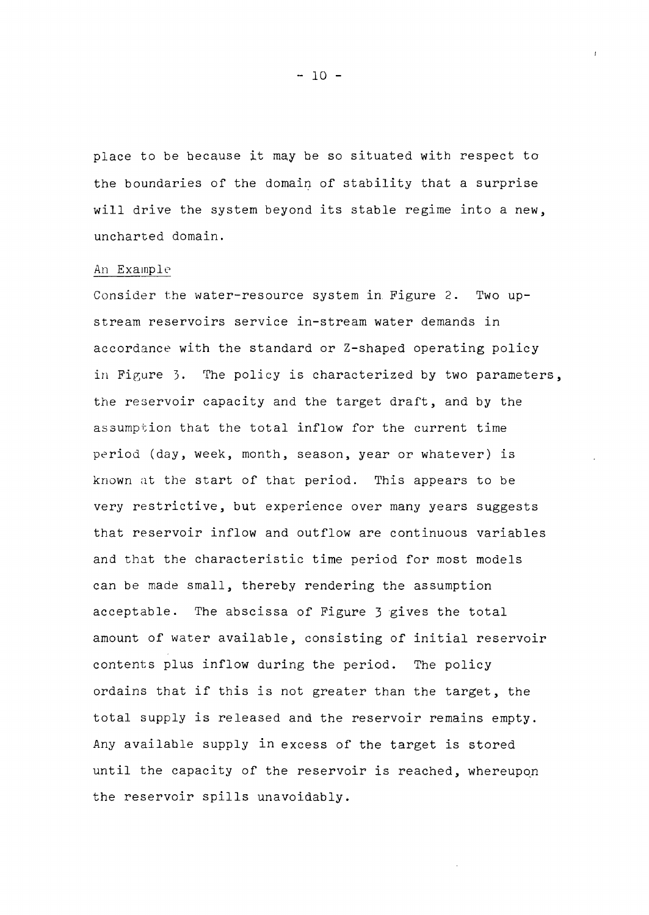place to be because it may be so situated with respect to the boundaries of the domain of stability that a surprise will drive the system beyond its stable regime into a new, uncharted domain.

## An Example

Consider the water-resource system in Figure 2. Two upstream reservoirs service in-stream water demands in accordance with the standard or Z-shaped operating policy in Figure 3. The policy is characterized by two parameters, the reservoir capacity and the target draft, and by the assumption that the total inflow for the current time period (day, week, month, season, year or whatever) is known at the start of that period. This appears to be very restrictive, but experience over many years suggests that reservoir inflow and outflow are continuous variables and that the characteristic time period for most models can be made small, thereby rendering the assumption acceptable. The abscissa of Figure 3 gives the total amount of water available, consisting of initial reservoir contents plus inflow during the period. The policy ordains that if this is not greater than the target, the total supply is released and the reservoir remains empty. Any available supply in excess of the target is stored until the capacity of the reservoir is reached, whereupon the reservoir spills unavoidably.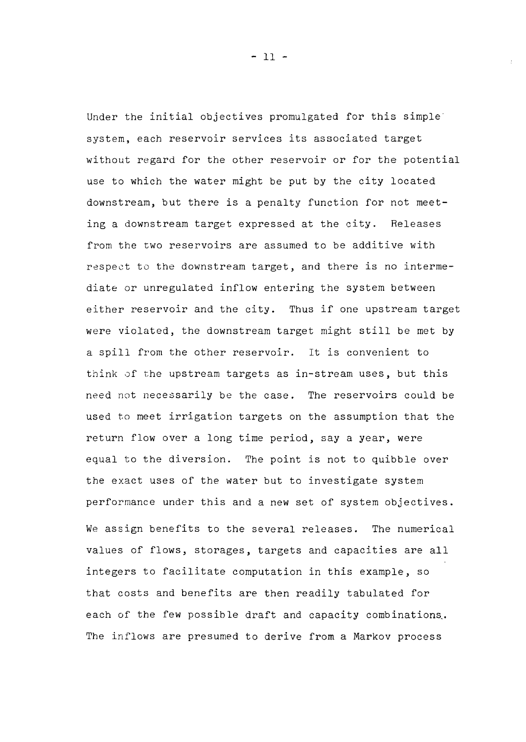Under the initial objectives promulgated for this simple system, each reservoir services its associated target without regard for the other reservoir or for the potential use to which the water might be put by the city located downstream, but there is a penalty function for not meeting a downstream target expressed at the city. Releases from the two reservoirs are assumed to be additive with respect to the downstream target, and there is no intermediate or unregulated inflow entering the system between either reservoir and the city. Thus if one upstream target were violated, the downstream target might still be met by a spill from the other reservoir. It is convenient to think of the upstream targets as in-stream uses, but this need not necessarily be the case. The reservoirs could be used to meet irrigation targets on the assumption that the return flow over a long time period, say a year, were equal to the diversion. The point is not to quibble over the exact uses of the water but to investigate system performance under this and a new set of system objectives.

We assign benefits to the several releases. The numerical values of flows, storages, targets and capacities are all integers to facilitate computation in this example, so that costs and benefits are then readily tabulated for each of the few possible draft and capacity combinations. The inflows are presumed to derive from a Markov process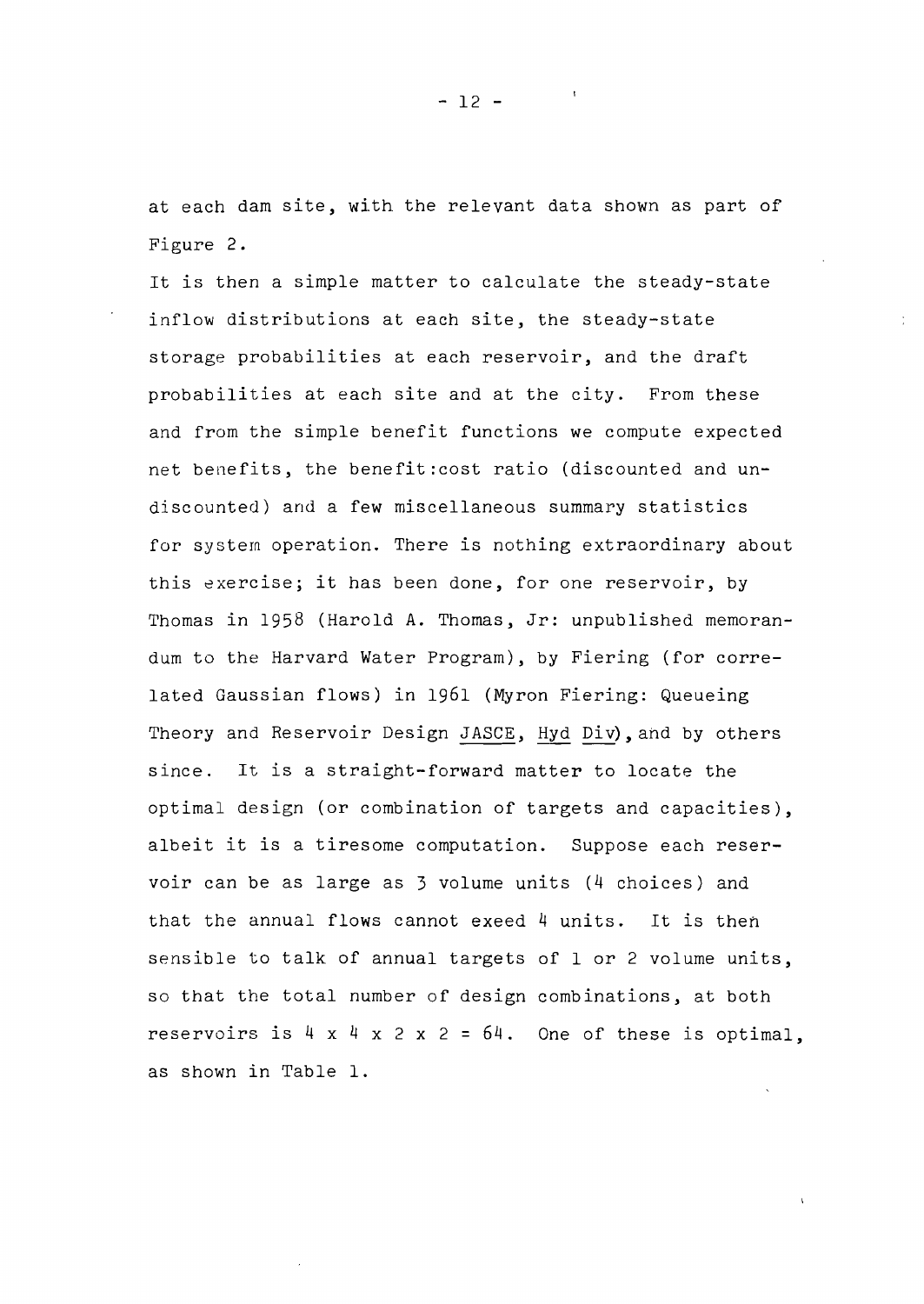at each dam site, with the relevant data shown as part of Figure 2.

It is then a simple matter to calculate the steady-state inflow distributions at each site, the steady-state storage probabilities at each reservoir, and the draft probabilities at each site and at the city. From these and from the simple benefit functions we compute expected net benefits, the benefit:cost ratio (discounted and undiscounted) and a few miscellaneous summary statistics for system operation. There is nothing extraordinary about this exercise; it has been done, for one reservoir, by Thomas in 1958 (Harold A. Thomas, Jr: unpublished memorandum to the Harvard Water Program), by Fiering (for correlated Gaussian flows) in 1961 (Myron Fiering: Queueing Theory and Reservoir Design JASCE, Hyd Div), and by others since. It is a straight-forward matter to locate the optimal design (or combination of targets and capacities), albeit it is a tiresome computation. Suppose each reservoir can be as large as 3 volume units (4 choices) and that the annual flows cannot exeed 4 units. It is then sensible to talk of annual targets of 1 or 2 volume units, so that the total number of design combinations, at both reservoirs is $4 \times 4 \times 2 \times 2 = 64$. One of these is optimal, as shown in Table 1.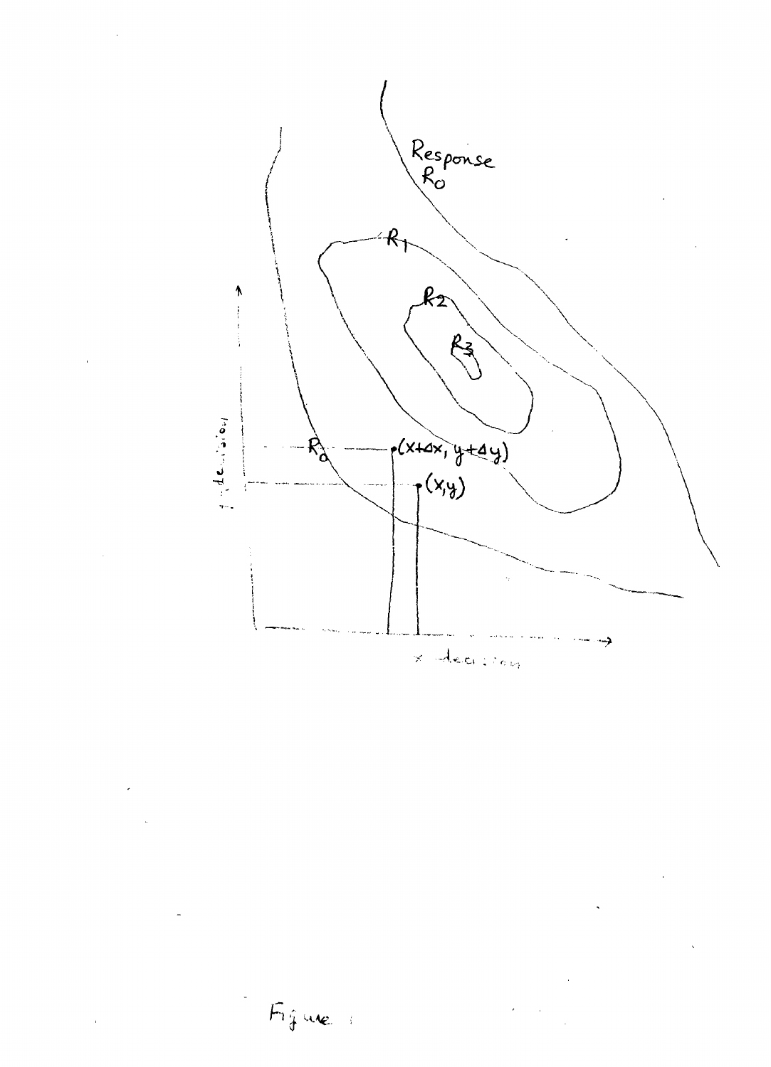Figure 1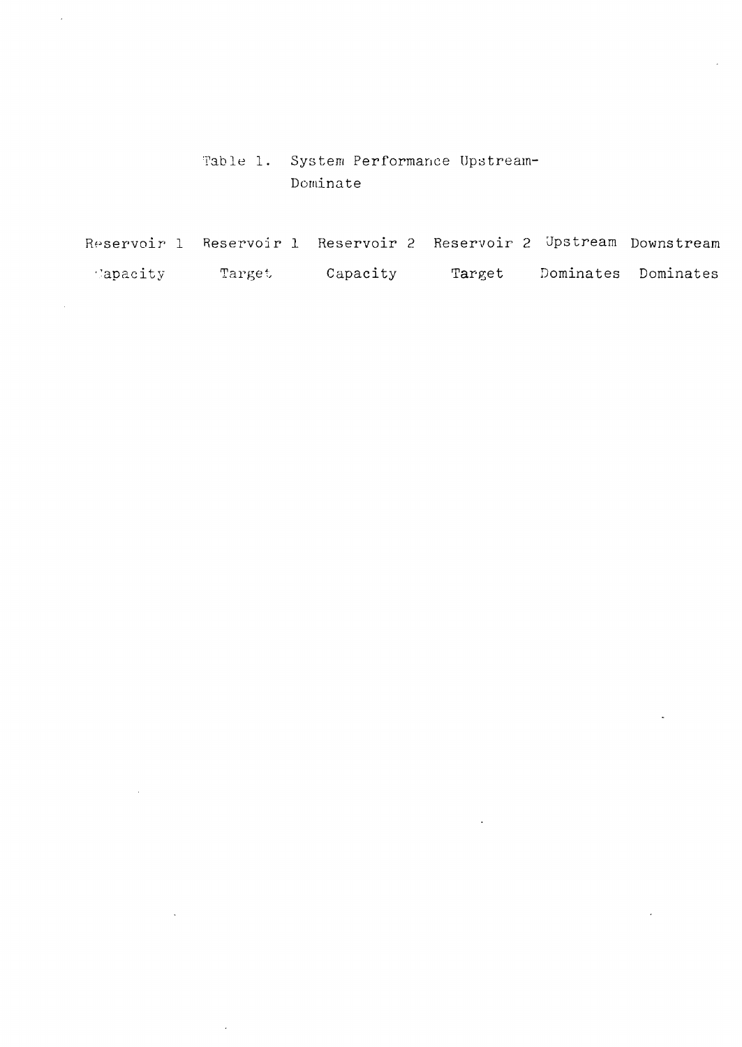Table 1. System Performance Upstream-Dominate

| Reservoir 1 Capacity | Reservoir 1 Target | Reservoir 2 Capacity | Reservoir 2 Target | Upstream Dominates | Downstream Dominates |
|---|---|---|---|---|---|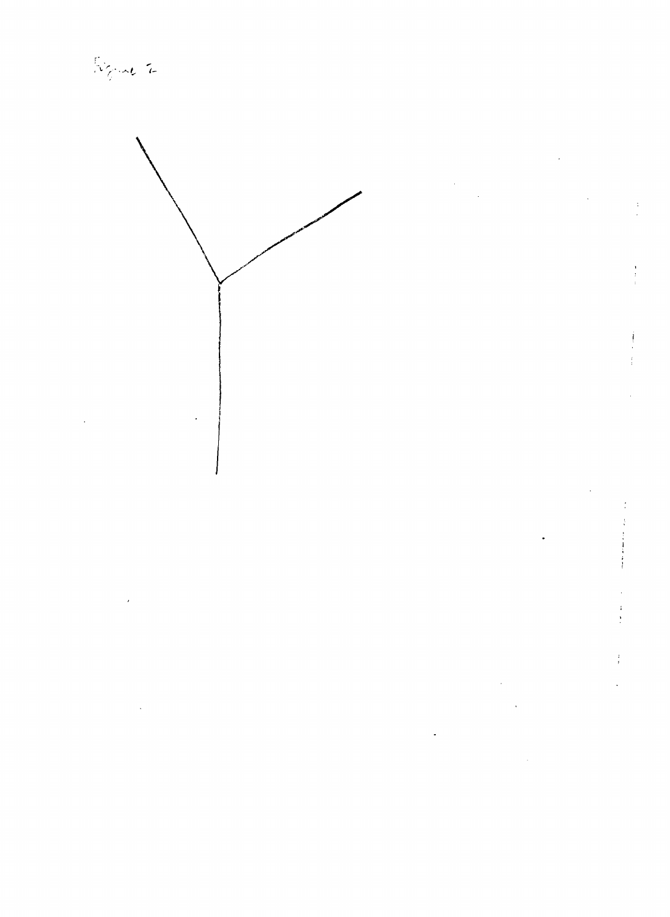Figure 2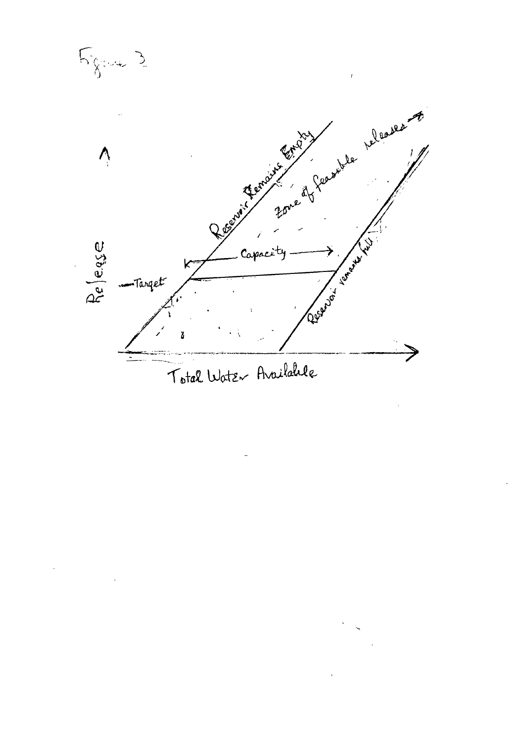Figure 3

Release

Target

Reservoir Remains Empty

Zone of feasible releases

Capacity

Reservoir remains full

Total Water Available